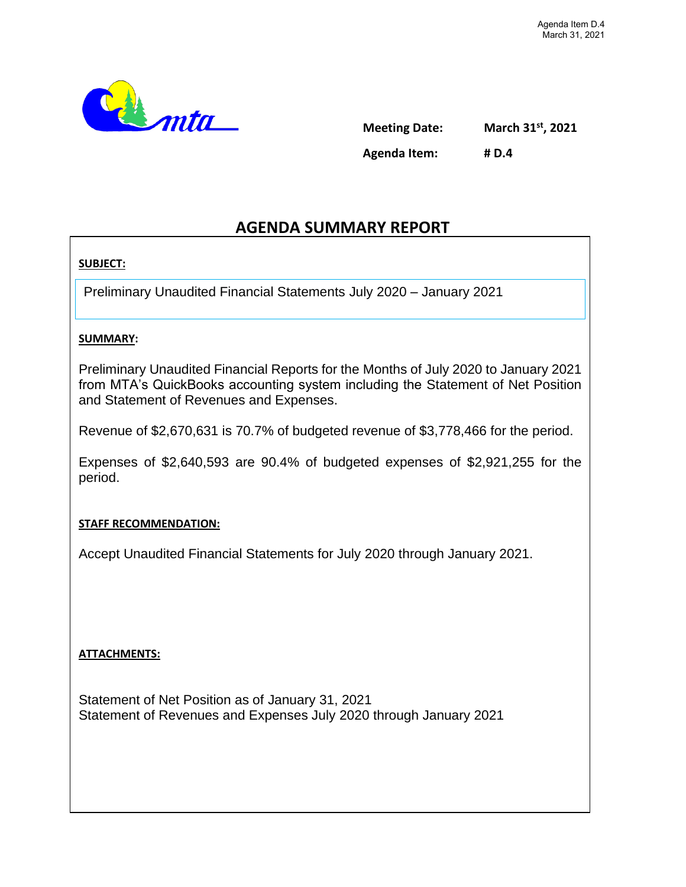Agenda Item D.4
March 31, 2021

**Meeting Date:** March 31st, 2021

**Agenda Item:** # D.4

# AGENDA SUMMARY REPORT

**SUBJECT:**

Preliminary Unaudited Financial Statements July 2020 – January 2021

**SUMMARY:**

Preliminary Unaudited Financial Reports for the Months of July 2020 to January 2021 from MTA's QuickBooks accounting system including the Statement of Net Position and Statement of Revenues and Expenses.

Revenue of $2,670,631 is 70.7% of budgeted revenue of $3,778,466 for the period.

Expenses of $2,640,593 are 90.4% of budgeted expenses of $2,921,255 for the period.

**STAFF RECOMMENDATION:**

Accept Unaudited Financial Statements for July 2020 through January 2021.

**ATTACHMENTS:**

Statement of Net Position as of January 31, 2021
Statement of Revenues and Expenses July 2020 through January 2021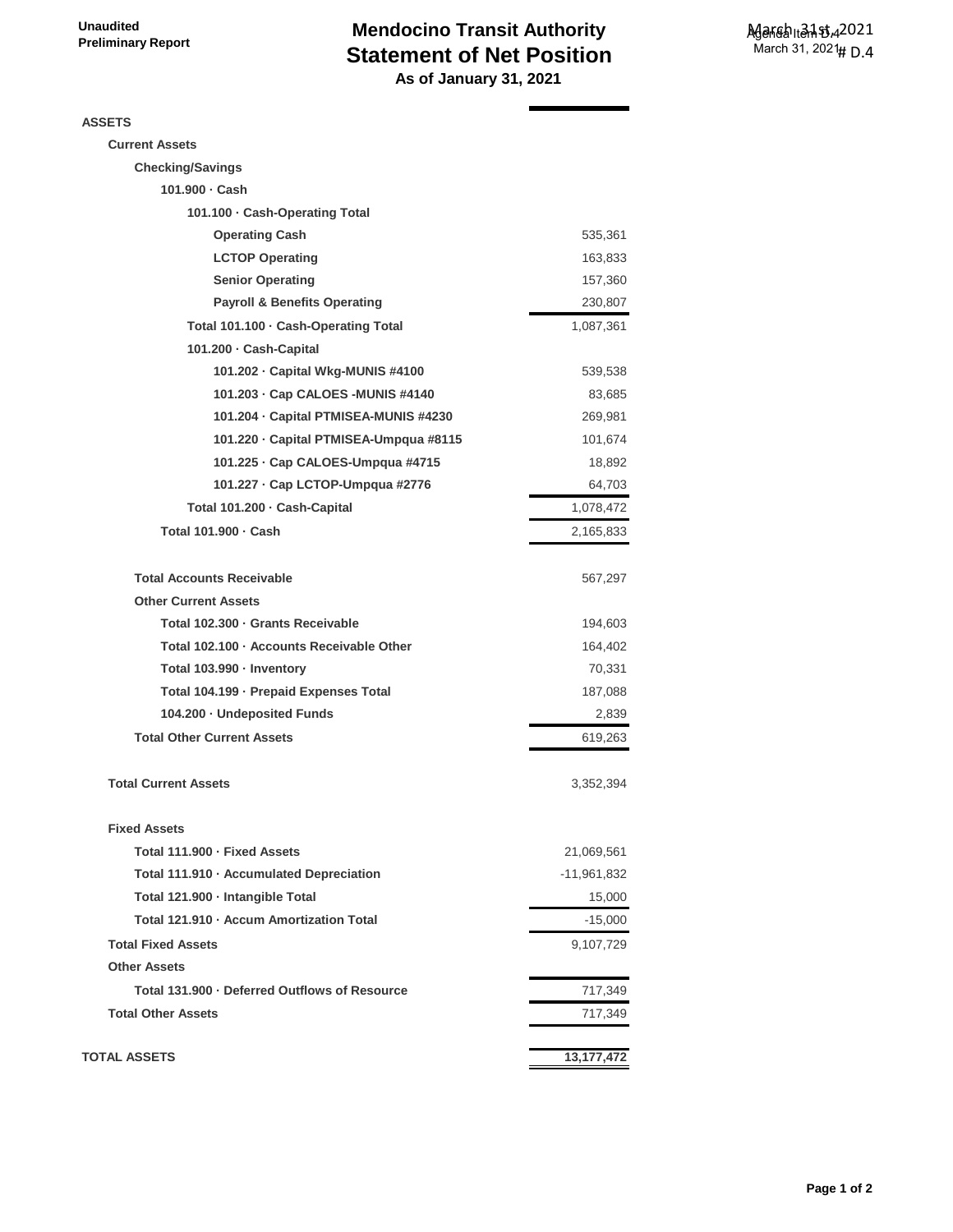Unaudited
Preliminary Report

# Mendocino Transit Authority
## Statement of Net Position
### As of January 31, 2021

Agenda Item # D.4
March 31, 2021

| | |
|---|---|
| **ASSETS** | |
| **Current Assets** | |
| **Checking/Savings** | |
| **101.900 · Cash** | |
| **101.100 · Cash-Operating Total** | |
| **Operating Cash** | 535,361 |
| **LCTOP Operating** | 163,833 |
| **Senior Operating** | 157,360 |
| **Payroll & Benefits Operating** | 230,807 |
| **Total 101.100 · Cash-Operating Total** | 1,087,361 |
| **101.200 · Cash-Capital** | |
| **101.202 · Capital Wkg-MUNIS #4100** | 539,538 |
| **101.203 · Cap CALOES -MUNIS #4140** | 83,685 |
| **101.204 · Capital PTMISEA-MUNIS #4230** | 269,981 |
| **101.220 · Capital PTMISEA-Umpqua #8115** | 101,674 |
| **101.225 · Cap CALOES-Umpqua #4715** | 18,892 |
| **101.227 · Cap LCTOP-Umpqua #2776** | 64,703 |
| **Total 101.200 · Cash-Capital** | 1,078,472 |
| **Total 101.900 · Cash** | 2,165,833 |
| | |
| **Total Accounts Receivable** | 567,297 |
| **Other Current Assets** | |
| **Total 102.300 · Grants Receivable** | 194,603 |
| **Total 102.100 · Accounts Receivable Other** | 164,402 |
| **Total 103.990 · Inventory** | 70,331 |
| **Total 104.199 · Prepaid Expenses Total** | 187,088 |
| **104.200 · Undeposited Funds** | 2,839 |
| **Total Other Current Assets** | 619,263 |
| | |
| **Total Current Assets** | 3,352,394 |
| | |
| **Fixed Assets** | |
| **Total 111.900 · Fixed Assets** | 21,069,561 |
| **Total 111.910 · Accumulated Depreciation** | -11,961,832 |
| **Total 121.900 · Intangible Total** | 15,000 |
| **Total 121.910 · Accum Amortization Total** | -15,000 |
| **Total Fixed Assets** | 9,107,729 |
| **Other Assets** | |
| **Total 131.900 · Deferred Outflows of Resource** | 717,349 |
| **Total Other Assets** | 717,349 |
| | |
| **TOTAL ASSETS** | **13,177,472** |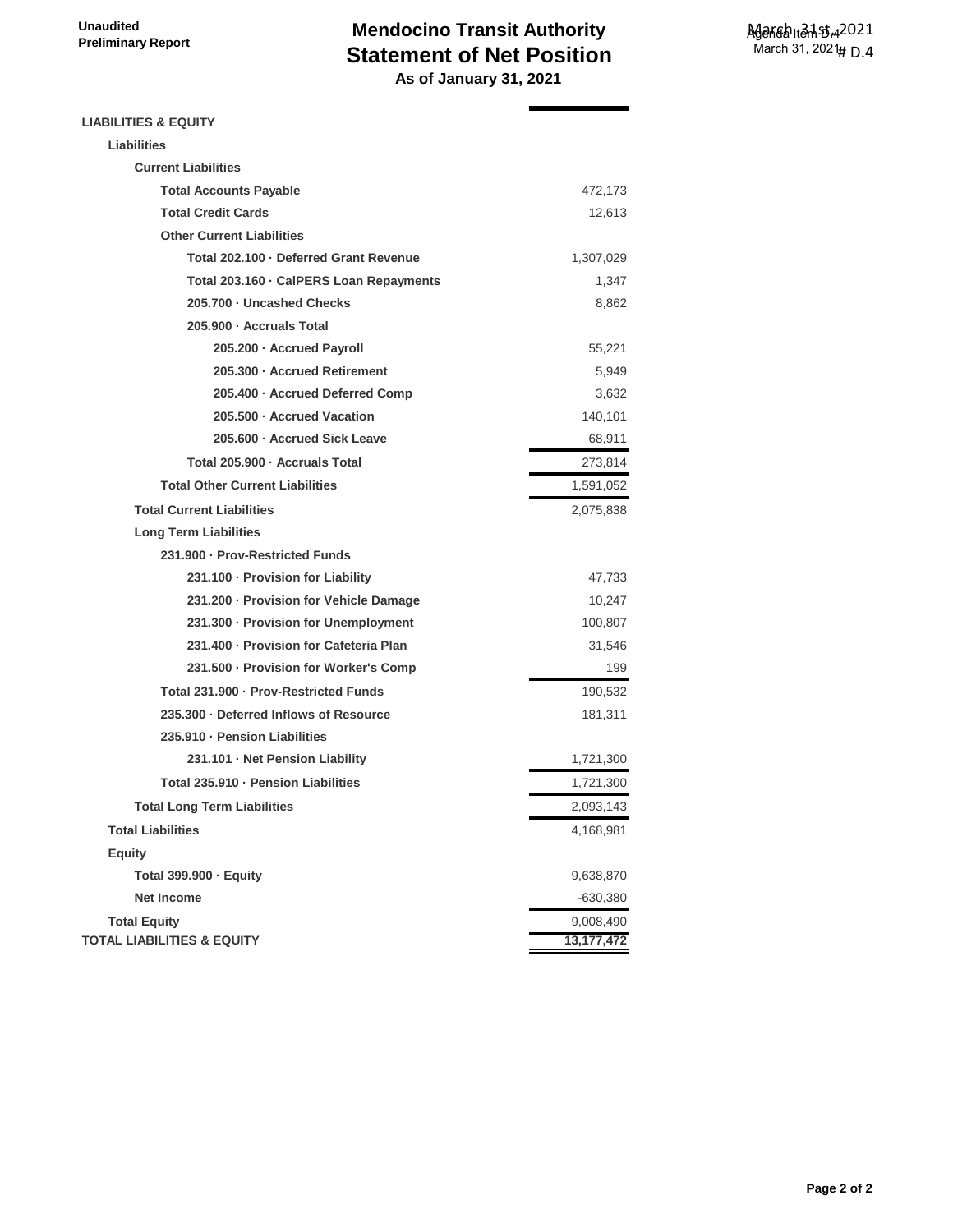Unaudited
Preliminary Report

# Mendocino Transit Authority
## Statement of Net Position
### As of January 31, 2021

Agenda Item # D.4
March 31, 2021

| | |
|---|---|
| **LIABILITIES & EQUITY** | |
| **Liabilities** | |
| **Current Liabilities** | |
| **Total Accounts Payable** | 472,173 |
| **Total Credit Cards** | 12,613 |
| **Other Current Liabilities** | |
| **Total 202.100 · Deferred Grant Revenue** | 1,307,029 |
| **Total 203.160 · CalPERS Loan Repayments** | 1,347 |
| **205.700 · Uncashed Checks** | 8,862 |
| **205.900 · Accruals Total** | |
| **205.200 · Accrued Payroll** | 55,221 |
| **205.300 · Accrued Retirement** | 5,949 |
| **205.400 · Accrued Deferred Comp** | 3,632 |
| **205.500 · Accrued Vacation** | 140,101 |
| **205.600 · Accrued Sick Leave** | 68,911 |
| **Total 205.900 · Accruals Total** | 273,814 |
| **Total Other Current Liabilities** | 1,591,052 |
| **Total Current Liabilities** | 2,075,838 |
| **Long Term Liabilities** | |
| **231.900 · Prov-Restricted Funds** | |
| **231.100 · Provision for Liability** | 47,733 |
| **231.200 · Provision for Vehicle Damage** | 10,247 |
| **231.300 · Provision for Unemployment** | 100,807 |
| **231.400 · Provision for Cafeteria Plan** | 31,546 |
| **231.500 · Provision for Worker's Comp** | 199 |
| **Total 231.900 · Prov-Restricted Funds** | 190,532 |
| **235.300 · Deferred Inflows of Resource** | 181,311 |
| **235.910 · Pension Liabilities** | |
| **231.101 · Net Pension Liability** | 1,721,300 |
| **Total 235.910 · Pension Liabilities** | 1,721,300 |
| **Total Long Term Liabilities** | 2,093,143 |
| **Total Liabilities** | 4,168,981 |
| **Equity** | |
| **Total 399.900 · Equity** | 9,638,870 |
| **Net Income** | -630,380 |
| **Total Equity** | 9,008,490 |
| **TOTAL LIABILITIES & EQUITY** | **13,177,472** |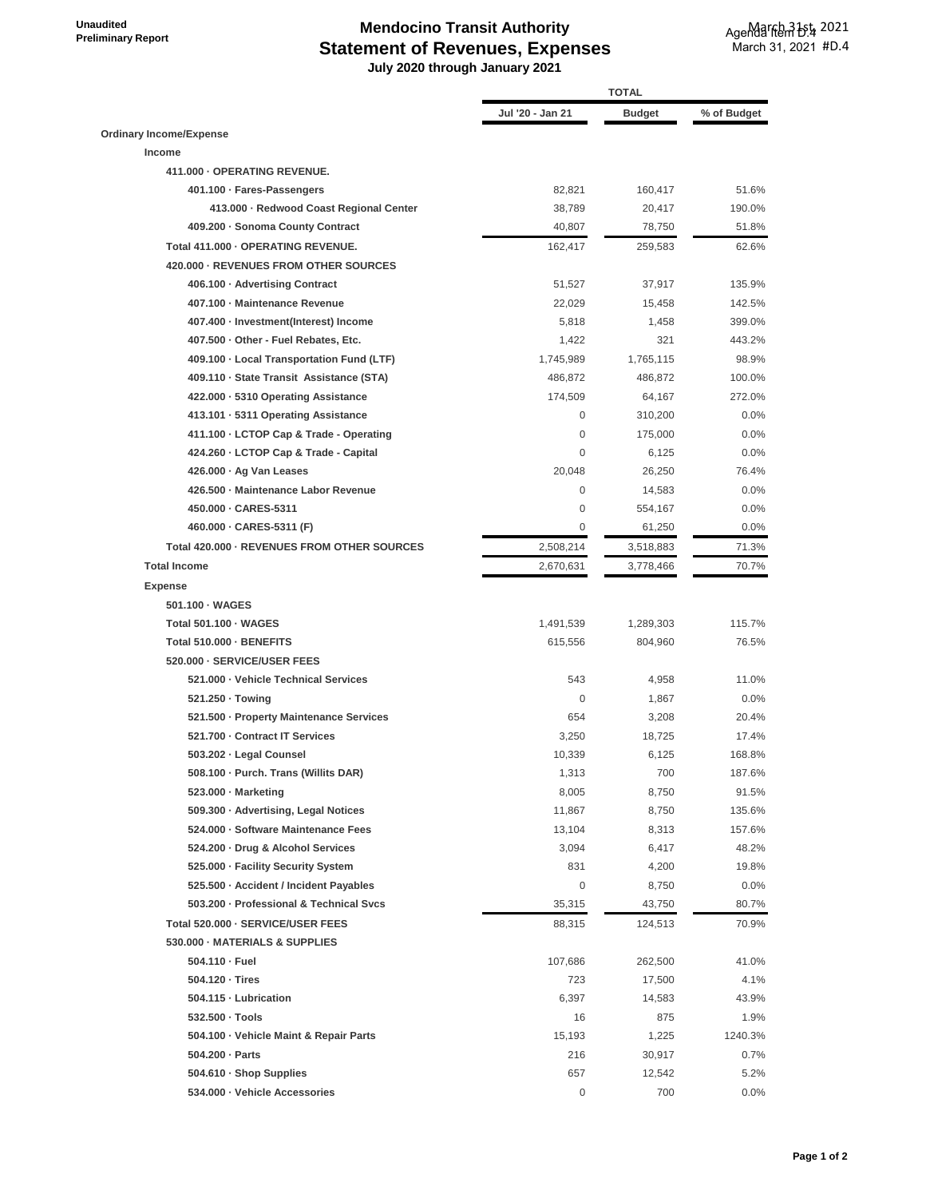Unaudited
Preliminary Report

# Mendocino Transit Authority
## Statement of Revenues, Expenses
### July 2020 through January 2021

Agenda Item D.4
March 31, 2021 #D.4

| | TOTAL | | |
|---|---|---|---|
| | Jul '20 - Jan 21 | Budget | % of Budget |
| **Ordinary Income/Expense** | | | |
| **Income** | | | |
| **411.000 · OPERATING REVENUE.** | | | |
| 401.100 · Fares-Passengers | 82,821 | 160,417 | 51.6% |
| 413.000 · Redwood Coast Regional Center | 38,789 | 20,417 | 190.0% |
| 409.200 · Sonoma County Contract | 40,807 | 78,750 | 51.8% |
| **Total 411.000 · OPERATING REVENUE.** | 162,417 | 259,583 | 62.6% |
| **420.000 · REVENUES FROM OTHER SOURCES** | | | |
| 406.100 · Advertising Contract | 51,527 | 37,917 | 135.9% |
| 407.100 · Maintenance Revenue | 22,029 | 15,458 | 142.5% |
| 407.400 · Investment(Interest) Income | 5,818 | 1,458 | 399.0% |
| 407.500 · Other - Fuel Rebates, Etc. | 1,422 | 321 | 443.2% |
| 409.100 · Local Transportation Fund (LTF) | 1,745,989 | 1,765,115 | 98.9% |
| 409.110 · State Transit Assistance (STA) | 486,872 | 486,872 | 100.0% |
| 422.000 · 5310 Operating Assistance | 174,509 | 64,167 | 272.0% |
| 413.101 · 5311 Operating Assistance | 0 | 310,200 | 0.0% |
| 411.100 · LCTOP Cap & Trade - Operating | 0 | 175,000 | 0.0% |
| 424.260 · LCTOP Cap & Trade - Capital | 0 | 6,125 | 0.0% |
| 426.000 · Ag Van Leases | 20,048 | 26,250 | 76.4% |
| 426.500 · Maintenance Labor Revenue | 0 | 14,583 | 0.0% |
| 450.000 · CARES-5311 | 0 | 554,167 | 0.0% |
| 460.000 · CARES-5311 (F) | 0 | 61,250 | 0.0% |
| **Total 420.000 · REVENUES FROM OTHER SOURCES** | 2,508,214 | 3,518,883 | 71.3% |
| **Total Income** | 2,670,631 | 3,778,466 | 70.7% |
| **Expense** | | | |
| **501.100 · WAGES** | | | |
| **Total 501.100 · WAGES** | 1,491,539 | 1,289,303 | 115.7% |
| **Total 510.000 · BENEFITS** | 615,556 | 804,960 | 76.5% |
| **520.000 · SERVICE/USER FEES** | | | |
| 521.000 · Vehicle Technical Services | 543 | 4,958 | 11.0% |
| 521.250 · Towing | 0 | 1,867 | 0.0% |
| 521.500 · Property Maintenance Services | 654 | 3,208 | 20.4% |
| 521.700 · Contract IT Services | 3,250 | 18,725 | 17.4% |
| 503.202 · Legal Counsel | 10,339 | 6,125 | 168.8% |
| 508.100 · Purch. Trans (Willits DAR) | 1,313 | 700 | 187.6% |
| 523.000 · Marketing | 8,005 | 8,750 | 91.5% |
| 509.300 · Advertising, Legal Notices | 11,867 | 8,750 | 135.6% |
| 524.000 · Software Maintenance Fees | 13,104 | 8,313 | 157.6% |
| 524.200 · Drug & Alcohol Services | 3,094 | 6,417 | 48.2% |
| 525.000 · Facility Security System | 831 | 4,200 | 19.8% |
| 525.500 · Accident / Incident Payables | 0 | 8,750 | 0.0% |
| 503.200 · Professional & Technical Svcs | 35,315 | 43,750 | 80.7% |
| **Total 520.000 · SERVICE/USER FEES** | 88,315 | 124,513 | 70.9% |
| **530.000 · MATERIALS & SUPPLIES** | | | |
| 504.110 · Fuel | 107,686 | 262,500 | 41.0% |
| 504.120 · Tires | 723 | 17,500 | 4.1% |
| 504.115 · Lubrication | 6,397 | 14,583 | 43.9% |
| 532.500 · Tools | 16 | 875 | 1.9% |
| 504.100 · Vehicle Maint & Repair Parts | 15,193 | 1,225 | 1240.3% |
| 504.200 · Parts | 216 | 30,917 | 0.7% |
| 504.610 · Shop Supplies | 657 | 12,542 | 5.2% |
| 534.000 · Vehicle Accessories | 0 | 700 | 0.0% |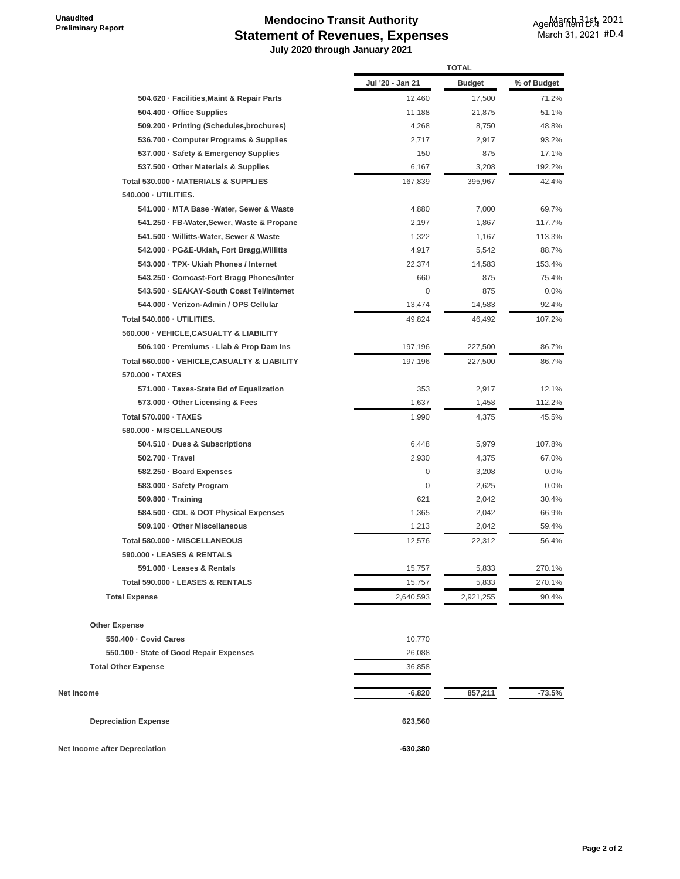Unaudited
Preliminary Report

# Mendocino Transit Authority
## Statement of Revenues, Expenses
### July 2020 through January 2021

Agenda Item D.4
March 31, 2021

| | TOTAL | | |
|---|---|---|---|
| | Jul '20 - Jan 21 | Budget | % of Budget |
| 504.620 · Facilities,Maint & Repair Parts | 12,460 | 17,500 | 71.2% |
| 504.400 · Office Supplies | 11,188 | 21,875 | 51.1% |
| 509.200 · Printing (Schedules,brochures) | 4,268 | 8,750 | 48.8% |
| 536.700 · Computer Programs & Supplies | 2,717 | 2,917 | 93.2% |
| 537.000 · Safety & Emergency Supplies | 150 | 875 | 17.1% |
| 537.500 · Other Materials & Supplies | 6,167 | 3,208 | 192.2% |
| Total 530.000 · MATERIALS & SUPPLIES | 167,839 | 395,967 | 42.4% |
| 540.000 · UTILITIES. | | | |
| 541.000 · MTA Base -Water, Sewer & Waste | 4,880 | 7,000 | 69.7% |
| 541.250 · FB-Water,Sewer, Waste & Propane | 2,197 | 1,867 | 117.7% |
| 541.500 · Willitts-Water, Sewer & Waste | 1,322 | 1,167 | 113.3% |
| 542.000 · PG&E-Ukiah, Fort Bragg,Willitts | 4,917 | 5,542 | 88.7% |
| 543.000 · TPX- Ukiah Phones / Internet | 22,374 | 14,583 | 153.4% |
| 543.250 · Comcast-Fort Bragg Phones/Inter | 660 | 875 | 75.4% |
| 543.500 · SEAKAY-South Coast Tel/Internet | 0 | 875 | 0.0% |
| 544.000 · Verizon-Admin / OPS Cellular | 13,474 | 14,583 | 92.4% |
| Total 540.000 · UTILITIES. | 49,824 | 46,492 | 107.2% |
| 560.000 · VEHICLE,CASUALTY & LIABILITY | | | |
| 506.100 · Premiums - Liab & Prop Dam Ins | 197,196 | 227,500 | 86.7% |
| Total 560.000 · VEHICLE,CASUALTY & LIABILITY | 197,196 | 227,500 | 86.7% |
| 570.000 · TAXES | | | |
| 571.000 · Taxes-State Bd of Equalization | 353 | 2,917 | 12.1% |
| 573.000 · Other Licensing & Fees | 1,637 | 1,458 | 112.2% |
| Total 570.000 · TAXES | 1,990 | 4,375 | 45.5% |
| 580.000 · MISCELLANEOUS | | | |
| 504.510 · Dues & Subscriptions | 6,448 | 5,979 | 107.8% |
| 502.700 · Travel | 2,930 | 4,375 | 67.0% |
| 582.250 · Board Expenses | 0 | 3,208 | 0.0% |
| 583.000 · Safety Program | 0 | 2,625 | 0.0% |
| 509.800 · Training | 621 | 2,042 | 30.4% |
| 584.500 · CDL & DOT Physical Expenses | 1,365 | 2,042 | 66.9% |
| 509.100 · Other Miscellaneous | 1,213 | 2,042 | 59.4% |
| Total 580.000 · MISCELLANEOUS | 12,576 | 22,312 | 56.4% |
| 590.000 · LEASES & RENTALS | | | |
| 591.000 · Leases & Rentals | 15,757 | 5,833 | 270.1% |
| Total 590.000 · LEASES & RENTALS | 15,757 | 5,833 | 270.1% |
| Total Expense | 2,640,593 | 2,921,255 | 90.4% |
| Other Expense | | | |
| 550.400 · Covid Cares | 10,770 | | |
| 550.100 · State of Good Repair Expenses | 26,088 | | |
| Total Other Expense | 36,858 | | |
| Net Income | -6,820 | 857,211 | -73.5% |
| Depreciation Expense | 623,560 | | |
| Net Income after Depreciation | -630,380 | | |